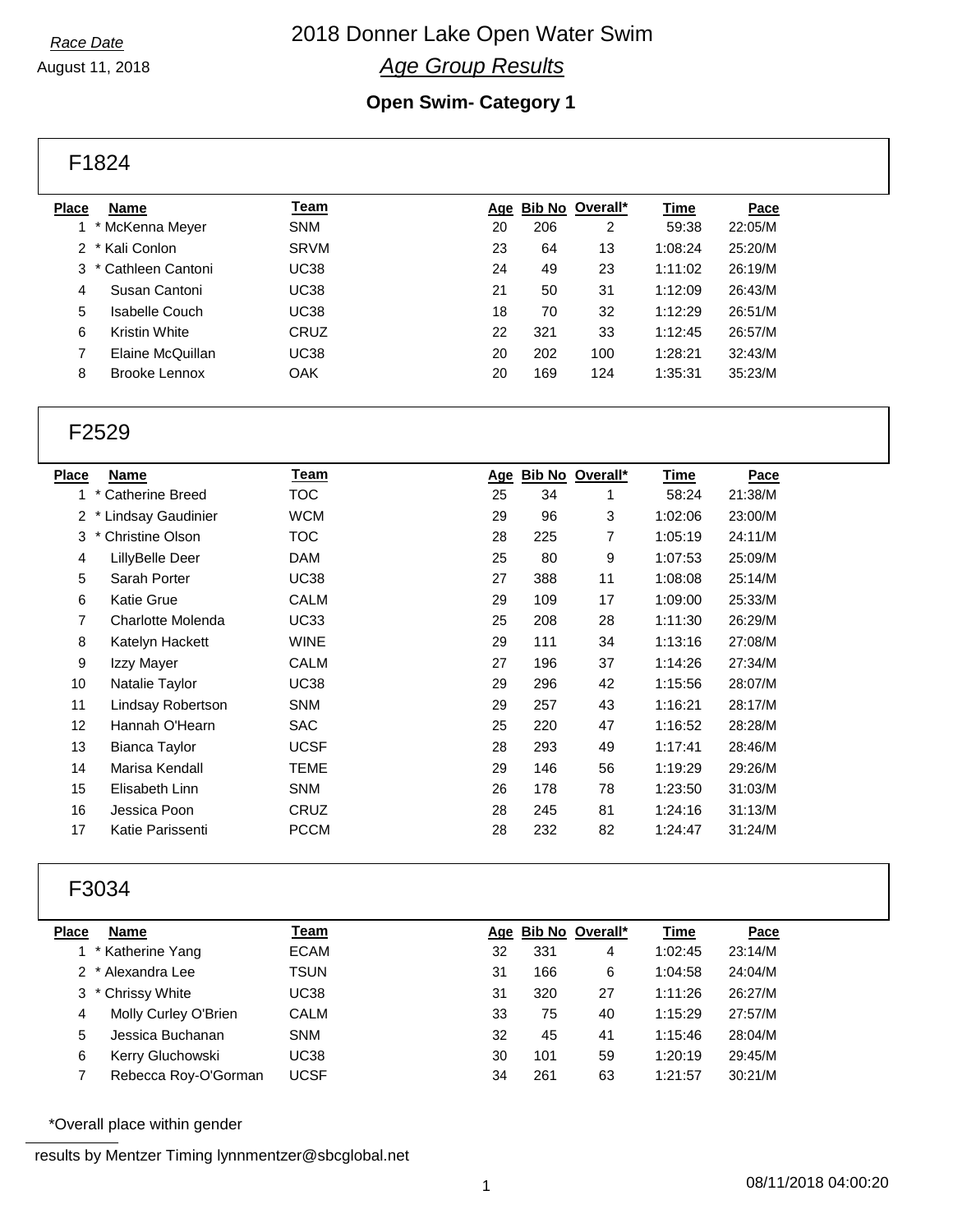*Race Date*

August 11, 2018

# 2018 Donner Lake Open Water Swim

## *Age Group Results*

### Open Swim- Category 1

### F1824

| Place | Name | Team | Age | Bib No | Overall* | Time | Pace |
|---|---|---|---|---|---|---|---|
| 1 | * McKenna Meyer | SNM | 20 | 206 | 2 | 59:38 | 22:05/M |
| 2 | * Kali Conlon | SRVM | 23 | 64 | 13 | 1:08:24 | 25:20/M |
| 3 | * Cathleen Cantoni | UC38 | 24 | 49 | 23 | 1:11:02 | 26:19/M |
| 4 | Susan Cantoni | UC38 | 21 | 50 | 31 | 1:12:09 | 26:43/M |
| 5 | Isabelle Couch | UC38 | 18 | 70 | 32 | 1:12:29 | 26:51/M |
| 6 | Kristin White | CRUZ | 22 | 321 | 33 | 1:12:45 | 26:57/M |
| 7 | Elaine McQuillan | UC38 | 20 | 202 | 100 | 1:28:21 | 32:43/M |
| 8 | Brooke Lennox | OAK | 20 | 169 | 124 | 1:35:31 | 35:23/M |

### F2529

| Place | Name | Team | Age | Bib No | Overall* | Time | Pace |
|---|---|---|---|---|---|---|---|
| 1 | * Catherine Breed | TOC | 25 | 34 | 1 | 58:24 | 21:38/M |
| 2 | * Lindsay Gaudinier | WCM | 29 | 96 | 3 | 1:02:06 | 23:00/M |
| 3 | * Christine Olson | TOC | 28 | 225 | 7 | 1:05:19 | 24:11/M |
| 4 | LillyBelle Deer | DAM | 25 | 80 | 9 | 1:07:53 | 25:09/M |
| 5 | Sarah Porter | UC38 | 27 | 388 | 11 | 1:08:08 | 25:14/M |
| 6 | Katie Grue | CALM | 29 | 109 | 17 | 1:09:00 | 25:33/M |
| 7 | Charlotte Molenda | UC33 | 25 | 208 | 28 | 1:11:30 | 26:29/M |
| 8 | Katelyn Hackett | WINE | 29 | 111 | 34 | 1:13:16 | 27:08/M |
| 9 | Izzy Mayer | CALM | 27 | 196 | 37 | 1:14:26 | 27:34/M |
| 10 | Natalie Taylor | UC38 | 29 | 296 | 42 | 1:15:56 | 28:07/M |
| 11 | Lindsay Robertson | SNM | 29 | 257 | 43 | 1:16:21 | 28:17/M |
| 12 | Hannah O'Hearn | SAC | 25 | 220 | 47 | 1:16:52 | 28:28/M |
| 13 | Bianca Taylor | UCSF | 28 | 293 | 49 | 1:17:41 | 28:46/M |
| 14 | Marisa Kendall | TEME | 29 | 146 | 56 | 1:19:29 | 29:26/M |
| 15 | Elisabeth Linn | SNM | 26 | 178 | 78 | 1:23:50 | 31:03/M |
| 16 | Jessica Poon | CRUZ | 28 | 245 | 81 | 1:24:16 | 31:13/M |
| 17 | Katie Parissenti | PCCM | 28 | 232 | 82 | 1:24:47 | 31:24/M |

### F3034

| Place | Name | Team | Age | Bib No | Overall* | Time | Pace |
|---|---|---|---|---|---|---|---|
| 1 | * Katherine Yang | ECAM | 32 | 331 | 4 | 1:02:45 | 23:14/M |
| 2 | * Alexandra Lee | TSUN | 31 | 166 | 6 | 1:04:58 | 24:04/M |
| 3 | * Chrissy White | UC38 | 31 | 320 | 27 | 1:11:26 | 26:27/M |
| 4 | Molly Curley O'Brien | CALM | 33 | 75 | 40 | 1:15:29 | 27:57/M |
| 5 | Jessica Buchanan | SNM | 32 | 45 | 41 | 1:15:46 | 28:04/M |
| 6 | Kerry Gluchowski | UC38 | 30 | 101 | 59 | 1:20:19 | 29:45/M |
| 7 | Rebecca Roy-O'Gorman | UCSF | 34 | 261 | 63 | 1:21:57 | 30:21/M |

*Overall place within gender

results by Mentzer Timing lynnmentzer@sbcglobal.net

08/11/2018 04:00:20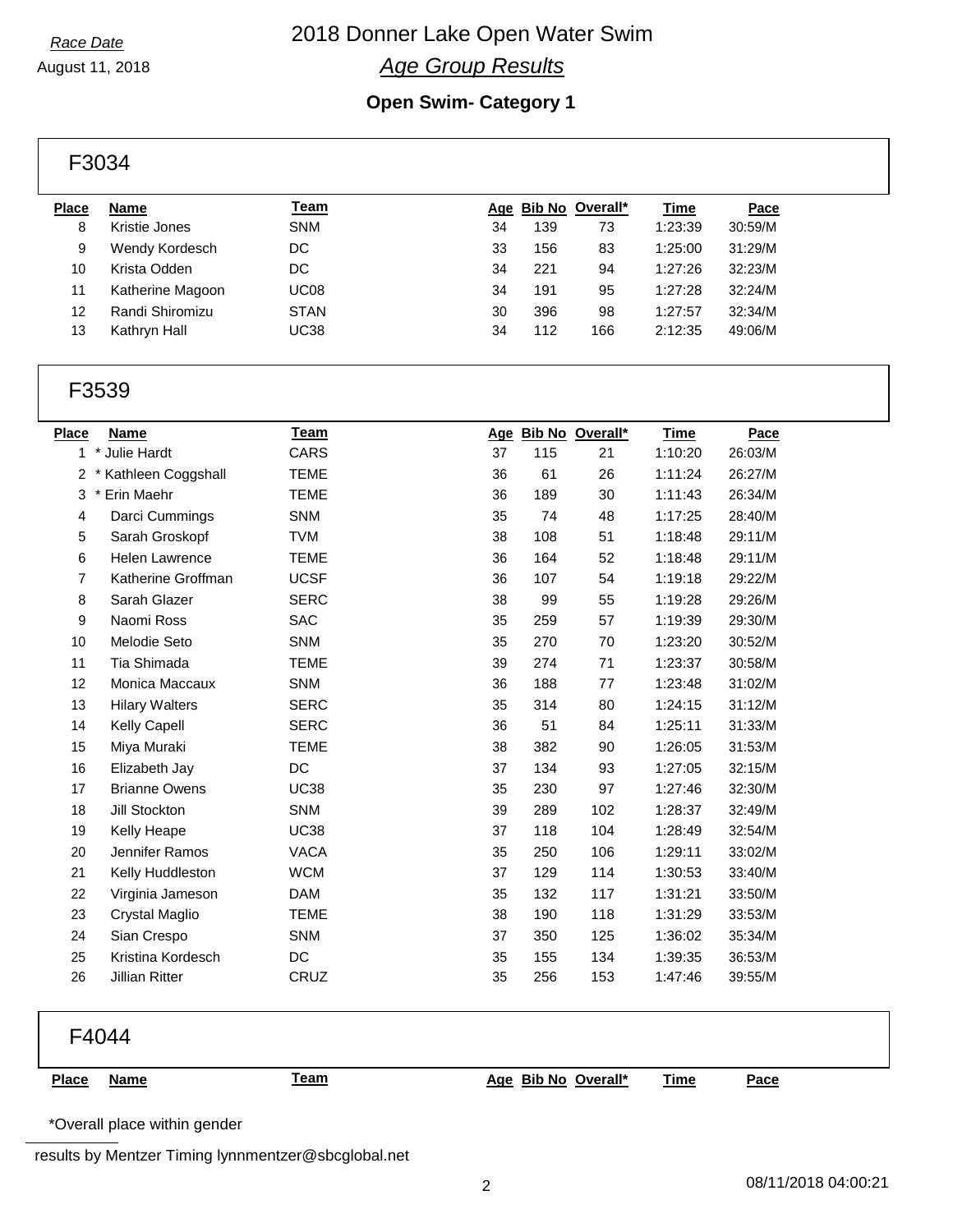Race Date

August 11, 2018

# 2018 Donner Lake Open Water Swim

## *Age Group Results*

### Open Swim- Category 1

### F3034

| Place | Name | Team | Age | Bib No | Overall* | Time | Pace |
|---|---|---|---|---|---|---|---|
| 8 | Kristie Jones | SNM | 34 | 139 | 73 | 1:23:39 | 30:59/M |
| 9 | Wendy Kordesch | DC | 33 | 156 | 83 | 1:25:00 | 31:29/M |
| 10 | Krista Odden | DC | 34 | 221 | 94 | 1:27:26 | 32:23/M |
| 11 | Katherine Magoon | UC08 | 34 | 191 | 95 | 1:27:28 | 32:24/M |
| 12 | Randi Shiromizu | STAN | 30 | 396 | 98 | 1:27:57 | 32:34/M |
| 13 | Kathryn Hall | UC38 | 34 | 112 | 166 | 2:12:35 | 49:06/M |

### F3539

| Place | Name | Team | Age | Bib No | Overall* | Time | Pace |
|---|---|---|---|---|---|---|---|
| 1 | * Julie Hardt | CARS | 37 | 115 | 21 | 1:10:20 | 26:03/M |
| 2 | * Kathleen Coggshall | TEME | 36 | 61 | 26 | 1:11:24 | 26:27/M |
| 3 | * Erin Maehr | TEME | 36 | 189 | 30 | 1:11:43 | 26:34/M |
| 4 | Darci Cummings | SNM | 35 | 74 | 48 | 1:17:25 | 28:40/M |
| 5 | Sarah Groskopf | TVM | 38 | 108 | 51 | 1:18:48 | 29:11/M |
| 6 | Helen Lawrence | TEME | 36 | 164 | 52 | 1:18:48 | 29:11/M |
| 7 | Katherine Groffman | UCSF | 36 | 107 | 54 | 1:19:18 | 29:22/M |
| 8 | Sarah Glazer | SERC | 38 | 99 | 55 | 1:19:28 | 29:26/M |
| 9 | Naomi Ross | SAC | 35 | 259 | 57 | 1:19:39 | 29:30/M |
| 10 | Melodie Seto | SNM | 35 | 270 | 70 | 1:23:20 | 30:52/M |
| 11 | Tia Shimada | TEME | 39 | 274 | 71 | 1:23:37 | 30:58/M |
| 12 | Monica Maccaux | SNM | 36 | 188 | 77 | 1:23:48 | 31:02/M |
| 13 | Hilary Walters | SERC | 35 | 314 | 80 | 1:24:15 | 31:12/M |
| 14 | Kelly Capell | SERC | 36 | 51 | 84 | 1:25:11 | 31:33/M |
| 15 | Miya Muraki | TEME | 38 | 382 | 90 | 1:26:05 | 31:53/M |
| 16 | Elizabeth Jay | DC | 37 | 134 | 93 | 1:27:05 | 32:15/M |
| 17 | Brianne Owens | UC38 | 35 | 230 | 97 | 1:27:46 | 32:30/M |
| 18 | Jill Stockton | SNM | 39 | 289 | 102 | 1:28:37 | 32:49/M |
| 19 | Kelly Heape | UC38 | 37 | 118 | 104 | 1:28:49 | 32:54/M |
| 20 | Jennifer Ramos | VACA | 35 | 250 | 106 | 1:29:11 | 33:02/M |
| 21 | Kelly Huddleston | WCM | 37 | 129 | 114 | 1:30:53 | 33:40/M |
| 22 | Virginia Jameson | DAM | 35 | 132 | 117 | 1:31:21 | 33:50/M |
| 23 | Crystal Maglio | TEME | 38 | 190 | 118 | 1:31:29 | 33:53/M |
| 24 | Sian Crespo | SNM | 37 | 350 | 125 | 1:36:02 | 35:34/M |
| 25 | Kristina Kordesch | DC | 35 | 155 | 134 | 1:39:35 | 36:53/M |
| 26 | Jillian Ritter | CRUZ | 35 | 256 | 153 | 1:47:46 | 39:55/M |

### F4044

| Place | Name | Team | Age | Bib No | Overall* | Time | Pace |
|---|---|---|---|---|---|---|---|

*Overall place within gender

results by Mentzer Timing lynnmentzer@sbcglobal.net

08/11/2018 04:00:21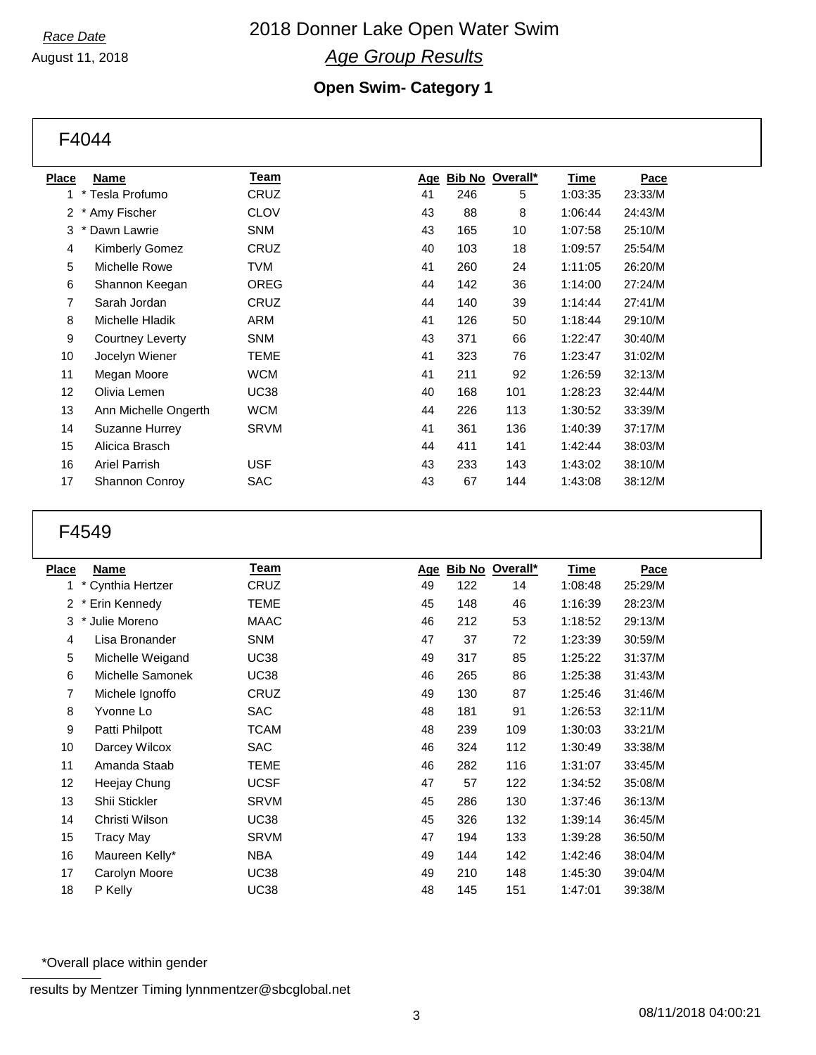Race Date

August 11, 2018

# 2018 Donner Lake Open Water Swim

## *Age Group Results*

### Open Swim- Category 1

## F4044

| Place | Name | Team | Age | Bib No | Overall* | Time | Pace |
|---|---|---|---|---|---|---|---|
| 1 | * Tesla Profumo | CRUZ | 41 | 246 | 5 | 1:03:35 | 23:33/M |
| 2 | * Amy Fischer | CLOV | 43 | 88 | 8 | 1:06:44 | 24:43/M |
| 3 | * Dawn Lawrie | SNM | 43 | 165 | 10 | 1:07:58 | 25:10/M |
| 4 | Kimberly Gomez | CRUZ | 40 | 103 | 18 | 1:09:57 | 25:54/M |
| 5 | Michelle Rowe | TVM | 41 | 260 | 24 | 1:11:05 | 26:20/M |
| 6 | Shannon Keegan | OREG | 44 | 142 | 36 | 1:14:00 | 27:24/M |
| 7 | Sarah Jordan | CRUZ | 44 | 140 | 39 | 1:14:44 | 27:41/M |
| 8 | Michelle Hladik | ARM | 41 | 126 | 50 | 1:18:44 | 29:10/M |
| 9 | Courtney Leverty | SNM | 43 | 371 | 66 | 1:22:47 | 30:40/M |
| 10 | Jocelyn Wiener | TEME | 41 | 323 | 76 | 1:23:47 | 31:02/M |
| 11 | Megan Moore | WCM | 41 | 211 | 92 | 1:26:59 | 32:13/M |
| 12 | Olivia Lemen | UC38 | 40 | 168 | 101 | 1:28:23 | 32:44/M |
| 13 | Ann Michelle Ongerth | WCM | 44 | 226 | 113 | 1:30:52 | 33:39/M |
| 14 | Suzanne Hurrey | SRVM | 41 | 361 | 136 | 1:40:39 | 37:17/M |
| 15 | Alicica Brasch | | 44 | 411 | 141 | 1:42:44 | 38:03/M |
| 16 | Ariel Parrish | USF | 43 | 233 | 143 | 1:43:02 | 38:10/M |
| 17 | Shannon Conroy | SAC | 43 | 67 | 144 | 1:43:08 | 38:12/M |

## F4549

| Place | Name | Team | Age | Bib No | Overall* | Time | Pace |
|---|---|---|---|---|---|---|---|
| 1 | * Cynthia Hertzer | CRUZ | 49 | 122 | 14 | 1:08:48 | 25:29/M |
| 2 | * Erin Kennedy | TEME | 45 | 148 | 46 | 1:16:39 | 28:23/M |
| 3 | * Julie Moreno | MAAC | 46 | 212 | 53 | 1:18:52 | 29:13/M |
| 4 | Lisa Bronander | SNM | 47 | 37 | 72 | 1:23:39 | 30:59/M |
| 5 | Michelle Weigand | UC38 | 49 | 317 | 85 | 1:25:22 | 31:37/M |
| 6 | Michelle Samonek | UC38 | 46 | 265 | 86 | 1:25:38 | 31:43/M |
| 7 | Michele Ignoffo | CRUZ | 49 | 130 | 87 | 1:25:46 | 31:46/M |
| 8 | Yvonne Lo | SAC | 48 | 181 | 91 | 1:26:53 | 32:11/M |
| 9 | Patti Philpott | TCAM | 48 | 239 | 109 | 1:30:03 | 33:21/M |
| 10 | Darcey Wilcox | SAC | 46 | 324 | 112 | 1:30:49 | 33:38/M |
| 11 | Amanda Staab | TEME | 46 | 282 | 116 | 1:31:07 | 33:45/M |
| 12 | Heejay Chung | UCSF | 47 | 57 | 122 | 1:34:52 | 35:08/M |
| 13 | Shii Stickler | SRVM | 45 | 286 | 130 | 1:37:46 | 36:13/M |
| 14 | Christi Wilson | UC38 | 45 | 326 | 132 | 1:39:14 | 36:45/M |
| 15 | Tracy May | SRVM | 47 | 194 | 133 | 1:39:28 | 36:50/M |
| 16 | Maureen Kelly* | NBA | 49 | 144 | 142 | 1:42:46 | 38:04/M |
| 17 | Carolyn Moore | UC38 | 49 | 210 | 148 | 1:45:30 | 39:04/M |
| 18 | P Kelly | UC38 | 48 | 145 | 151 | 1:47:01 | 39:38/M |

*Overall place within gender

results by Mentzer Timing lynnmentzer@sbcglobal.net

08/11/2018 04:00:21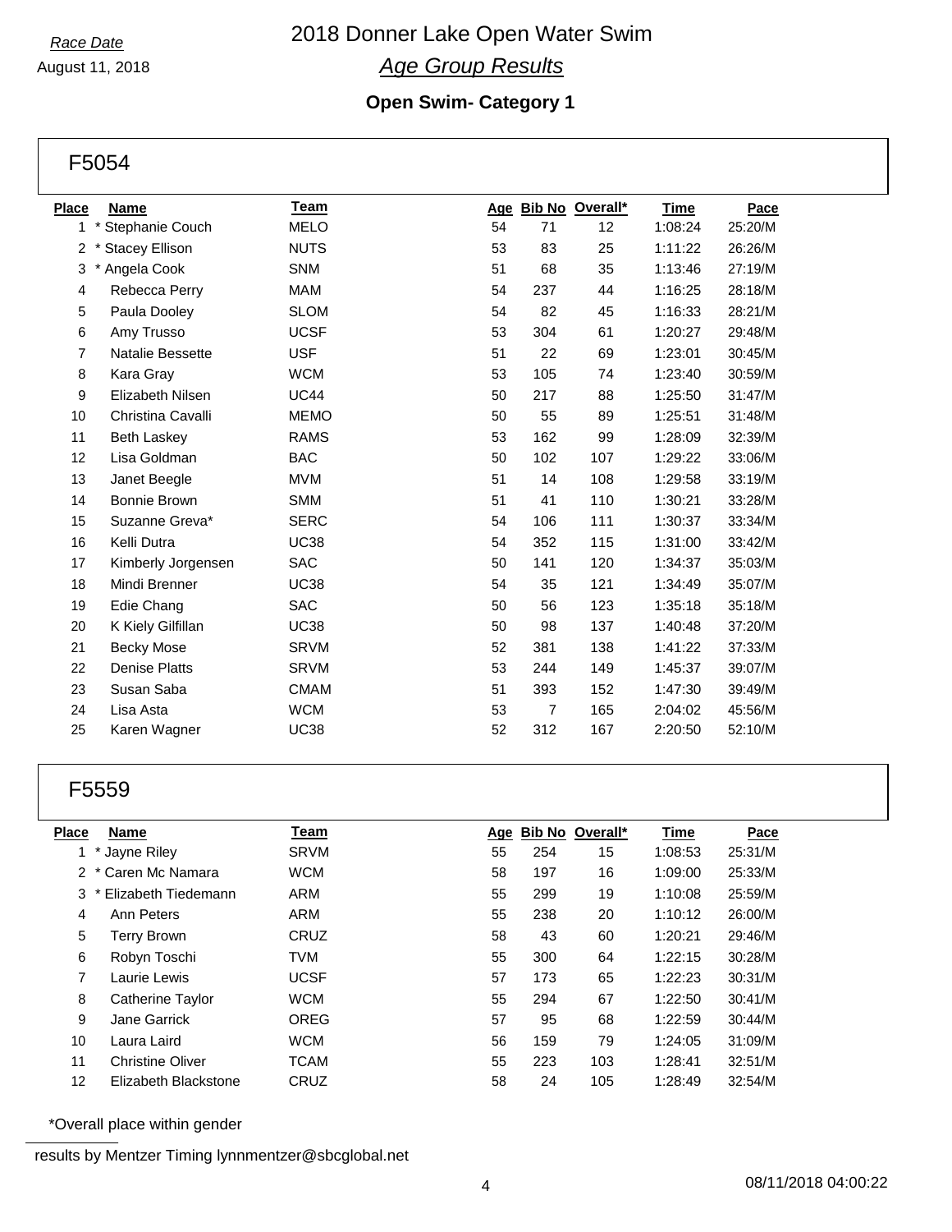Race Date

August 11, 2018

# 2018 Donner Lake Open Water Swim

## *Age Group Results*

### Open Swim- Category 1

## F5054

| Place | Name | Team | Age | Bib No | Overall* | Time | Pace |
|---|---|---|---|---|---|---|---|
| 1 | * Stephanie Couch | MELO | 54 | 71 | 12 | 1:08:24 | 25:20/M |
| 2 | * Stacey Ellison | NUTS | 53 | 83 | 25 | 1:11:22 | 26:26/M |
| 3 | * Angela Cook | SNM | 51 | 68 | 35 | 1:13:46 | 27:19/M |
| 4 | Rebecca Perry | MAM | 54 | 237 | 44 | 1:16:25 | 28:18/M |
| 5 | Paula Dooley | SLOM | 54 | 82 | 45 | 1:16:33 | 28:21/M |
| 6 | Amy Trusso | UCSF | 53 | 304 | 61 | 1:20:27 | 29:48/M |
| 7 | Natalie Bessette | USF | 51 | 22 | 69 | 1:23:01 | 30:45/M |
| 8 | Kara Gray | WCM | 53 | 105 | 74 | 1:23:40 | 30:59/M |
| 9 | Elizabeth Nilsen | UC44 | 50 | 217 | 88 | 1:25:50 | 31:47/M |
| 10 | Christina Cavalli | MEMO | 50 | 55 | 89 | 1:25:51 | 31:48/M |
| 11 | Beth Laskey | RAMS | 53 | 162 | 99 | 1:28:09 | 32:39/M |
| 12 | Lisa Goldman | BAC | 50 | 102 | 107 | 1:29:22 | 33:06/M |
| 13 | Janet Beegle | MVM | 51 | 14 | 108 | 1:29:58 | 33:19/M |
| 14 | Bonnie Brown | SMM | 51 | 41 | 110 | 1:30:21 | 33:28/M |
| 15 | Suzanne Greva* | SERC | 54 | 106 | 111 | 1:30:37 | 33:34/M |
| 16 | Kelli Dutra | UC38 | 54 | 352 | 115 | 1:31:00 | 33:42/M |
| 17 | Kimberly Jorgensen | SAC | 50 | 141 | 120 | 1:34:37 | 35:03/M |
| 18 | Mindi Brenner | UC38 | 54 | 35 | 121 | 1:34:49 | 35:07/M |
| 19 | Edie Chang | SAC | 50 | 56 | 123 | 1:35:18 | 35:18/M |
| 20 | K Kiely Gilfillan | UC38 | 50 | 98 | 137 | 1:40:48 | 37:20/M |
| 21 | Becky Mose | SRVM | 52 | 381 | 138 | 1:41:22 | 37:33/M |
| 22 | Denise Platts | SRVM | 53 | 244 | 149 | 1:45:37 | 39:07/M |
| 23 | Susan Saba | CMAM | 51 | 393 | 152 | 1:47:30 | 39:49/M |
| 24 | Lisa Asta | WCM | 53 | 7 | 165 | 2:04:02 | 45:56/M |
| 25 | Karen Wagner | UC38 | 52 | 312 | 167 | 2:20:50 | 52:10/M |

## F5559

| Place | Name | Team | Age | Bib No | Overall* | Time | Pace |
|---|---|---|---|---|---|---|---|
| 1 | * Jayne Riley | SRVM | 55 | 254 | 15 | 1:08:53 | 25:31/M |
| 2 | * Caren Mc Namara | WCM | 58 | 197 | 16 | 1:09:00 | 25:33/M |
| 3 | * Elizabeth Tiedemann | ARM | 55 | 299 | 19 | 1:10:08 | 25:59/M |
| 4 | Ann Peters | ARM | 55 | 238 | 20 | 1:10:12 | 26:00/M |
| 5 | Terry Brown | CRUZ | 58 | 43 | 60 | 1:20:21 | 29:46/M |
| 6 | Robyn Toschi | TVM | 55 | 300 | 64 | 1:22:15 | 30:28/M |
| 7 | Laurie Lewis | UCSF | 57 | 173 | 65 | 1:22:23 | 30:31/M |
| 8 | Catherine Taylor | WCM | 55 | 294 | 67 | 1:22:50 | 30:41/M |
| 9 | Jane Garrick | OREG | 57 | 95 | 68 | 1:22:59 | 30:44/M |
| 10 | Laura Laird | WCM | 56 | 159 | 79 | 1:24:05 | 31:09/M |
| 11 | Christine Oliver | TCAM | 55 | 223 | 103 | 1:28:41 | 32:51/M |
| 12 | Elizabeth Blackstone | CRUZ | 58 | 24 | 105 | 1:28:49 | 32:54/M |

*Overall place within gender

results by Mentzer Timing lynnmentzer@sbcglobal.net

08/11/2018 04:00:22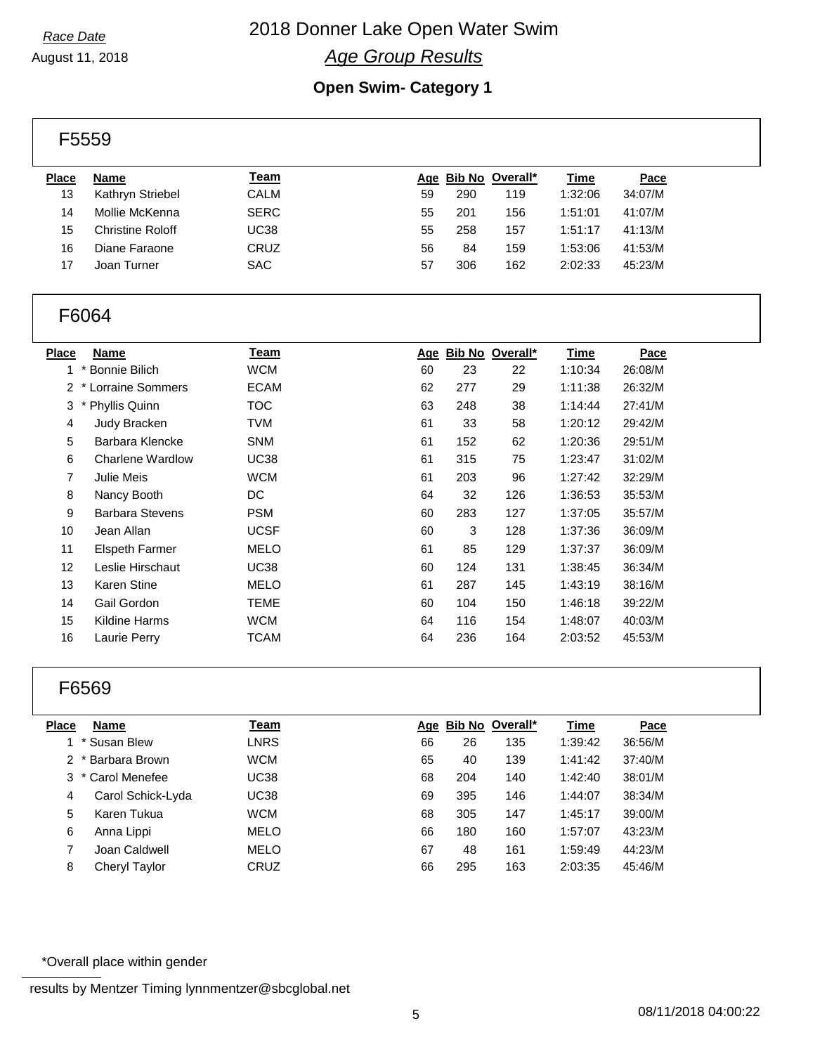Race Date

August 11, 2018

# 2018 Donner Lake Open Water Swim

## *Age Group Results*

### Open Swim- Category 1

#### F5559

| Place | Name | Team | Age | Bib No | Overall* | Time | Pace |
|---|---|---|---|---|---|---|---|
| 13 | Kathryn Striebel | CALM | 59 | 290 | 119 | 1:32:06 | 34:07/M |
| 14 | Mollie McKenna | SERC | 55 | 201 | 156 | 1:51:01 | 41:07/M |
| 15 | Christine Roloff | UC38 | 55 | 258 | 157 | 1:51:17 | 41:13/M |
| 16 | Diane Faraone | CRUZ | 56 | 84 | 159 | 1:53:06 | 41:53/M |
| 17 | Joan Turner | SAC | 57 | 306 | 162 | 2:02:33 | 45:23/M |

#### F6064

| Place | Name | Team | Age | Bib No | Overall* | Time | Pace |
|---|---|---|---|---|---|---|---|
| 1 | * Bonnie Bilich | WCM | 60 | 23 | 22 | 1:10:34 | 26:08/M |
| 2 | * Lorraine Sommers | ECAM | 62 | 277 | 29 | 1:11:38 | 26:32/M |
| 3 | * Phyllis Quinn | TOC | 63 | 248 | 38 | 1:14:44 | 27:41/M |
| 4 | Judy Bracken | TVM | 61 | 33 | 58 | 1:20:12 | 29:42/M |
| 5 | Barbara Klencke | SNM | 61 | 152 | 62 | 1:20:36 | 29:51/M |
| 6 | Charlene Wardlow | UC38 | 61 | 315 | 75 | 1:23:47 | 31:02/M |
| 7 | Julie Meis | WCM | 61 | 203 | 96 | 1:27:42 | 32:29/M |
| 8 | Nancy Booth | DC | 64 | 32 | 126 | 1:36:53 | 35:53/M |
| 9 | Barbara Stevens | PSM | 60 | 283 | 127 | 1:37:05 | 35:57/M |
| 10 | Jean Allan | UCSF | 60 | 3 | 128 | 1:37:36 | 36:09/M |
| 11 | Elspeth Farmer | MELO | 61 | 85 | 129 | 1:37:37 | 36:09/M |
| 12 | Leslie Hirschaut | UC38 | 60 | 124 | 131 | 1:38:45 | 36:34/M |
| 13 | Karen Stine | MELO | 61 | 287 | 145 | 1:43:19 | 38:16/M |
| 14 | Gail Gordon | TEME | 60 | 104 | 150 | 1:46:18 | 39:22/M |
| 15 | Kildine Harms | WCM | 64 | 116 | 154 | 1:48:07 | 40:03/M |
| 16 | Laurie Perry | TCAM | 64 | 236 | 164 | 2:03:52 | 45:53/M |

#### F6569

| Place | Name | Team | Age | Bib No | Overall* | Time | Pace |
|---|---|---|---|---|---|---|---|
| 1 | * Susan Blew | LNRS | 66 | 26 | 135 | 1:39:42 | 36:56/M |
| 2 | * Barbara Brown | WCM | 65 | 40 | 139 | 1:41:42 | 37:40/M |
| 3 | * Carol Menefee | UC38 | 68 | 204 | 140 | 1:42:40 | 38:01/M |
| 4 | Carol Schick-Lyda | UC38 | 69 | 395 | 146 | 1:44:07 | 38:34/M |
| 5 | Karen Tukua | WCM | 68 | 305 | 147 | 1:45:17 | 39:00/M |
| 6 | Anna Lippi | MELO | 66 | 180 | 160 | 1:57:07 | 43:23/M |
| 7 | Joan Caldwell | MELO | 67 | 48 | 161 | 1:59:49 | 44:23/M |
| 8 | Cheryl Taylor | CRUZ | 66 | 295 | 163 | 2:03:35 | 45:46/M |

*Overall place within gender

results by Mentzer Timing lynnmentzer@sbcglobal.net

08/11/2018 04:00:22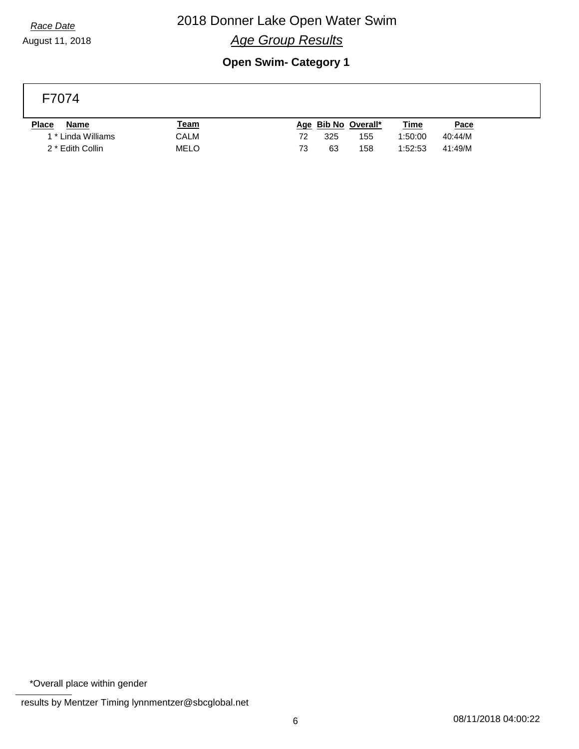*Race Date*

August 11, 2018

# 2018 Donner Lake Open Water Swim

## *Age Group Results*

### Open Swim- Category 1

**F7074**

| Place | Name | Team | Age | Bib No | Overall* | Time | Pace |
|---|---|---|---|---|---|---|---|
| 1 | * Linda Williams | CALM | 72 | 325 | 155 | 1:50:00 | 40:44/M |
| 2 | * Edith Collin | MELO | 73 | 63 | 158 | 1:52:53 | 41:49/M |

*Overall place within gender

results by Mentzer Timing lynnmentzer@sbcglobal.net

08/11/2018 04:00:22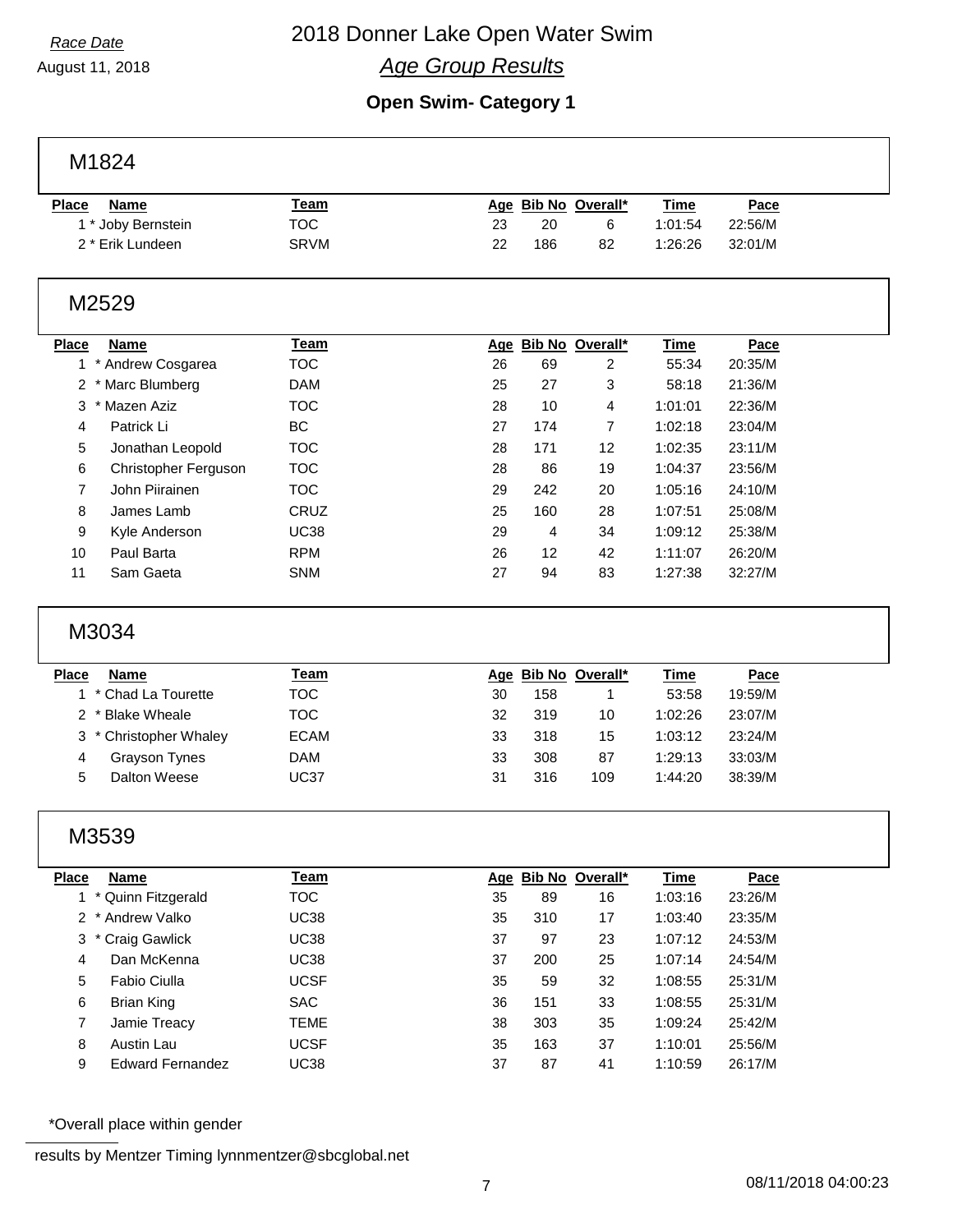*Race Date*

August 11, 2018

# 2018 Donner Lake Open Water Swim

## *Age Group Results*

### Open Swim- Category 1

#### M1824

| Place | Name | Team | Age | Bib No | Overall* | Time | Pace |
|---|---|---|---|---|---|---|---|
| 1 | * Joby Bernstein | TOC | 23 | 20 | 6 | 1:01:54 | 22:56/M |
| 2 | * Erik Lundeen | SRVM | 22 | 186 | 82 | 1:26:26 | 32:01/M |

#### M2529

| Place | Name | Team | Age | Bib No | Overall* | Time | Pace |
|---|---|---|---|---|---|---|---|
| 1 | * Andrew Cosgarea | TOC | 26 | 69 | 2 | 55:34 | 20:35/M |
| 2 | * Marc Blumberg | DAM | 25 | 27 | 3 | 58:18 | 21:36/M |
| 3 | * Mazen Aziz | TOC | 28 | 10 | 4 | 1:01:01 | 22:36/M |
| 4 | Patrick Li | BC | 27 | 174 | 7 | 1:02:18 | 23:04/M |
| 5 | Jonathan Leopold | TOC | 28 | 171 | 12 | 1:02:35 | 23:11/M |
| 6 | Christopher Ferguson | TOC | 28 | 86 | 19 | 1:04:37 | 23:56/M |
| 7 | John Piirainen | TOC | 29 | 242 | 20 | 1:05:16 | 24:10/M |
| 8 | James Lamb | CRUZ | 25 | 160 | 28 | 1:07:51 | 25:08/M |
| 9 | Kyle Anderson | UC38 | 29 | 4 | 34 | 1:09:12 | 25:38/M |
| 10 | Paul Barta | RPM | 26 | 12 | 42 | 1:11:07 | 26:20/M |
| 11 | Sam Gaeta | SNM | 27 | 94 | 83 | 1:27:38 | 32:27/M |

#### M3034

| Place | Name | Team | Age | Bib No | Overall* | Time | Pace |
|---|---|---|---|---|---|---|---|
| 1 | * Chad La Tourette | TOC | 30 | 158 | 1 | 53:58 | 19:59/M |
| 2 | * Blake Wheale | TOC | 32 | 319 | 10 | 1:02:26 | 23:07/M |
| 3 | * Christopher Whaley | ECAM | 33 | 318 | 15 | 1:03:12 | 23:24/M |
| 4 | Grayson Tynes | DAM | 33 | 308 | 87 | 1:29:13 | 33:03/M |
| 5 | Dalton Weese | UC37 | 31 | 316 | 109 | 1:44:20 | 38:39/M |

#### M3539

| Place | Name | Team | Age | Bib No | Overall* | Time | Pace |
|---|---|---|---|---|---|---|---|
| 1 | * Quinn Fitzgerald | TOC | 35 | 89 | 16 | 1:03:16 | 23:26/M |
| 2 | * Andrew Valko | UC38 | 35 | 310 | 17 | 1:03:40 | 23:35/M |
| 3 | * Craig Gawlick | UC38 | 37 | 97 | 23 | 1:07:12 | 24:53/M |
| 4 | Dan McKenna | UC38 | 37 | 200 | 25 | 1:07:14 | 24:54/M |
| 5 | Fabio Ciulla | UCSF | 35 | 59 | 32 | 1:08:55 | 25:31/M |
| 6 | Brian King | SAC | 36 | 151 | 33 | 1:08:55 | 25:31/M |
| 7 | Jamie Treacy | TEME | 38 | 303 | 35 | 1:09:24 | 25:42/M |
| 8 | Austin Lau | UCSF | 35 | 163 | 37 | 1:10:01 | 25:56/M |
| 9 | Edward Fernandez | UC38 | 37 | 87 | 41 | 1:10:59 | 26:17/M |

*Overall place within gender

results by Mentzer Timing lynnmentzer@sbcglobal.net

08/11/2018 04:00:23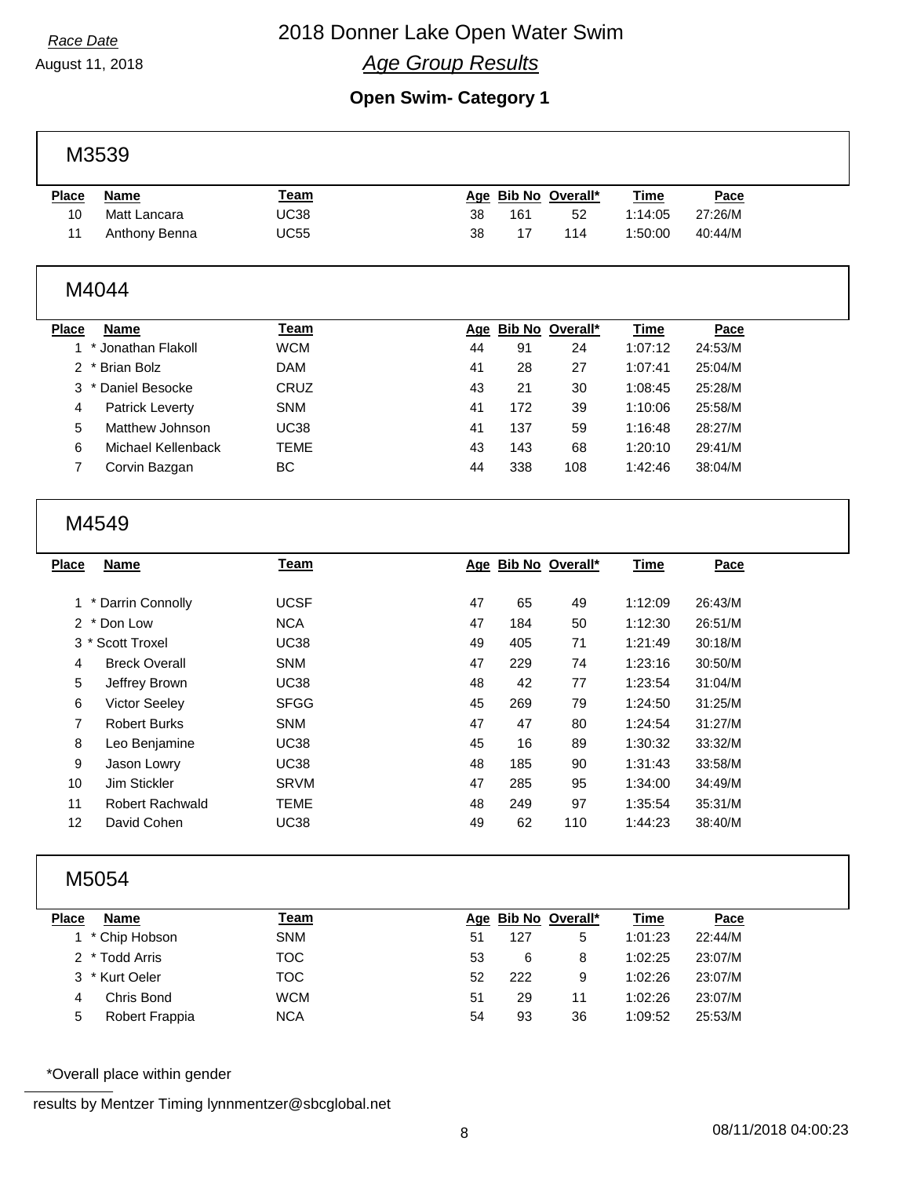Race Date

August 11, 2018

# 2018 Donner Lake Open Water Swim

## *Age Group Results*

### Open Swim- Category 1

### M3539

| Place | Name | Team | Age | Bib No | Overall* | Time | Pace |
|---|---|---|---|---|---|---|---|
| 10 | Matt Lancara | UC38 | 38 | 161 | 52 | 1:14:05 | 27:26/M |
| 11 | Anthony Benna | UC55 | 38 | 17 | 114 | 1:50:00 | 40:44/M |

### M4044

| Place | Name | Team | Age | Bib No | Overall* | Time | Pace |
|---|---|---|---|---|---|---|---|
| 1 | * Jonathan Flakoll | WCM | 44 | 91 | 24 | 1:07:12 | 24:53/M |
| 2 | * Brian Bolz | DAM | 41 | 28 | 27 | 1:07:41 | 25:04/M |
| 3 | * Daniel Besocke | CRUZ | 43 | 21 | 30 | 1:08:45 | 25:28/M |
| 4 | Patrick Leverty | SNM | 41 | 172 | 39 | 1:10:06 | 25:58/M |
| 5 | Matthew Johnson | UC38 | 41 | 137 | 59 | 1:16:48 | 28:27/M |
| 6 | Michael Kellenback | TEME | 43 | 143 | 68 | 1:20:10 | 29:41/M |
| 7 | Corvin Bazgan | BC | 44 | 338 | 108 | 1:42:46 | 38:04/M |

### M4549

| Place | Name | Team | Age | Bib No | Overall* | Time | Pace |
|---|---|---|---|---|---|---|---|
| 1 | * Darrin Connolly | UCSF | 47 | 65 | 49 | 1:12:09 | 26:43/M |
| 2 | * Don Low | NCA | 47 | 184 | 50 | 1:12:30 | 26:51/M |
| 3 | * Scott Troxel | UC38 | 49 | 405 | 71 | 1:21:49 | 30:18/M |
| 4 | Breck Overall | SNM | 47 | 229 | 74 | 1:23:16 | 30:50/M |
| 5 | Jeffrey Brown | UC38 | 48 | 42 | 77 | 1:23:54 | 31:04/M |
| 6 | Victor Seeley | SFGG | 45 | 269 | 79 | 1:24:50 | 31:25/M |
| 7 | Robert Burks | SNM | 47 | 47 | 80 | 1:24:54 | 31:27/M |
| 8 | Leo Benjamine | UC38 | 45 | 16 | 89 | 1:30:32 | 33:32/M |
| 9 | Jason Lowry | UC38 | 48 | 185 | 90 | 1:31:43 | 33:58/M |
| 10 | Jim Stickler | SRVM | 47 | 285 | 95 | 1:34:00 | 34:49/M |
| 11 | Robert Rachwald | TEME | 48 | 249 | 97 | 1:35:54 | 35:31/M |
| 12 | David Cohen | UC38 | 49 | 62 | 110 | 1:44:23 | 38:40/M |

### M5054

| Place | Name | Team | Age | Bib No | Overall* | Time | Pace |
|---|---|---|---|---|---|---|---|
| 1 | * Chip Hobson | SNM | 51 | 127 | 5 | 1:01:23 | 22:44/M |
| 2 | * Todd Arris | TOC | 53 | 6 | 8 | 1:02:25 | 23:07/M |
| 3 | * Kurt Oeler | TOC | 52 | 222 | 9 | 1:02:26 | 23:07/M |
| 4 | Chris Bond | WCM | 51 | 29 | 11 | 1:02:26 | 23:07/M |
| 5 | Robert Frappia | NCA | 54 | 93 | 36 | 1:09:52 | 25:53/M |

*Overall place within gender

results by Mentzer Timing lynnmentzer@sbcglobal.net

08/11/2018 04:00:23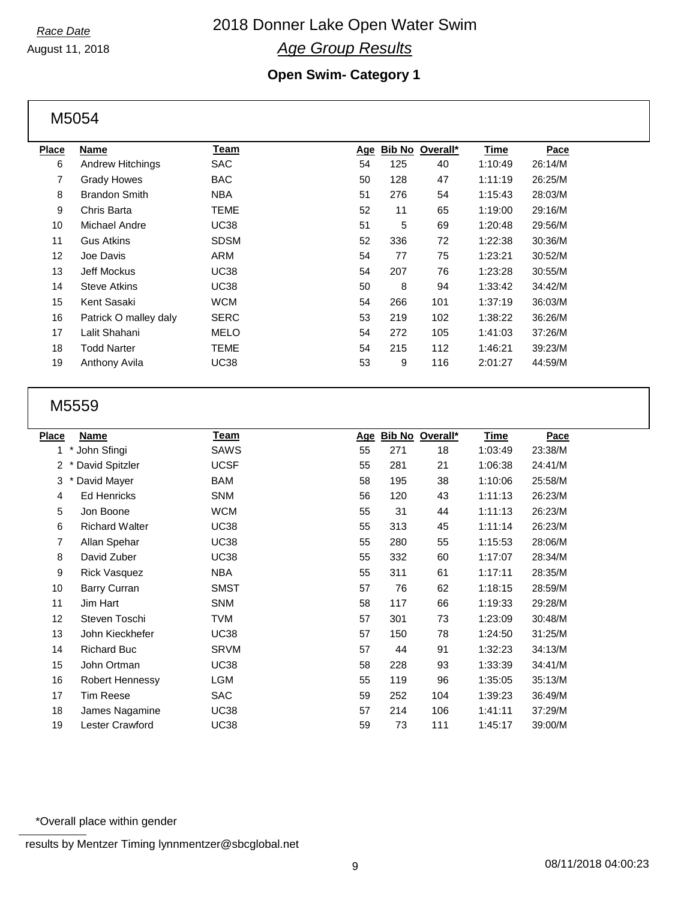*Race Date*

August 11, 2018

# 2018 Donner Lake Open Water Swim

## *Age Group Results*

### Open Swim- Category 1

## M5054

| Place | Name | Team | Age | Bib No | Overall* | Time | Pace |
|---|---|---|---|---|---|---|---|
| 6 | Andrew Hitchings | SAC | 54 | 125 | 40 | 1:10:49 | 26:14/M |
| 7 | Grady Howes | BAC | 50 | 128 | 47 | 1:11:19 | 26:25/M |
| 8 | Brandon Smith | NBA | 51 | 276 | 54 | 1:15:43 | 28:03/M |
| 9 | Chris Barta | TEME | 52 | 11 | 65 | 1:19:00 | 29:16/M |
| 10 | Michael Andre | UC38 | 51 | 5 | 69 | 1:20:48 | 29:56/M |
| 11 | Gus Atkins | SDSM | 52 | 336 | 72 | 1:22:38 | 30:36/M |
| 12 | Joe Davis | ARM | 54 | 77 | 75 | 1:23:21 | 30:52/M |
| 13 | Jeff Mockus | UC38 | 54 | 207 | 76 | 1:23:28 | 30:55/M |
| 14 | Steve Atkins | UC38 | 50 | 8 | 94 | 1:33:42 | 34:42/M |
| 15 | Kent Sasaki | WCM | 54 | 266 | 101 | 1:37:19 | 36:03/M |
| 16 | Patrick O malley daly | SERC | 53 | 219 | 102 | 1:38:22 | 36:26/M |
| 17 | Lalit Shahani | MELO | 54 | 272 | 105 | 1:41:03 | 37:26/M |
| 18 | Todd Narter | TEME | 54 | 215 | 112 | 1:46:21 | 39:23/M |
| 19 | Anthony Avila | UC38 | 53 | 9 | 116 | 2:01:27 | 44:59/M |

## M5559

| Place | Name | Team | Age | Bib No | Overall* | Time | Pace |
|---|---|---|---|---|---|---|---|
| 1 | * John Sfingi | SAWS | 55 | 271 | 18 | 1:03:49 | 23:38/M |
| 2 | * David Spitzler | UCSF | 55 | 281 | 21 | 1:06:38 | 24:41/M |
| 3 | * David Mayer | BAM | 58 | 195 | 38 | 1:10:06 | 25:58/M |
| 4 | Ed Henricks | SNM | 56 | 120 | 43 | 1:11:13 | 26:23/M |
| 5 | Jon Boone | WCM | 55 | 31 | 44 | 1:11:13 | 26:23/M |
| 6 | Richard Walter | UC38 | 55 | 313 | 45 | 1:11:14 | 26:23/M |
| 7 | Allan Spehar | UC38 | 55 | 280 | 55 | 1:15:53 | 28:06/M |
| 8 | David Zuber | UC38 | 55 | 332 | 60 | 1:17:07 | 28:34/M |
| 9 | Rick Vasquez | NBA | 55 | 311 | 61 | 1:17:11 | 28:35/M |
| 10 | Barry Curran | SMST | 57 | 76 | 62 | 1:18:15 | 28:59/M |
| 11 | Jim Hart | SNM | 58 | 117 | 66 | 1:19:33 | 29:28/M |
| 12 | Steven Toschi | TVM | 57 | 301 | 73 | 1:23:09 | 30:48/M |
| 13 | John Kieckhefer | UC38 | 57 | 150 | 78 | 1:24:50 | 31:25/M |
| 14 | Richard Buc | SRVM | 57 | 44 | 91 | 1:32:23 | 34:13/M |
| 15 | John Ortman | UC38 | 58 | 228 | 93 | 1:33:39 | 34:41/M |
| 16 | Robert Hennessy | LGM | 55 | 119 | 96 | 1:35:05 | 35:13/M |
| 17 | Tim Reese | SAC | 59 | 252 | 104 | 1:39:23 | 36:49/M |
| 18 | James Nagamine | UC38 | 57 | 214 | 106 | 1:41:11 | 37:29/M |
| 19 | Lester Crawford | UC38 | 59 | 73 | 111 | 1:45:17 | 39:00/M |

*Overall place within gender

results by Mentzer Timing lynnmentzer@sbcglobal.net

08/11/2018 04:00:23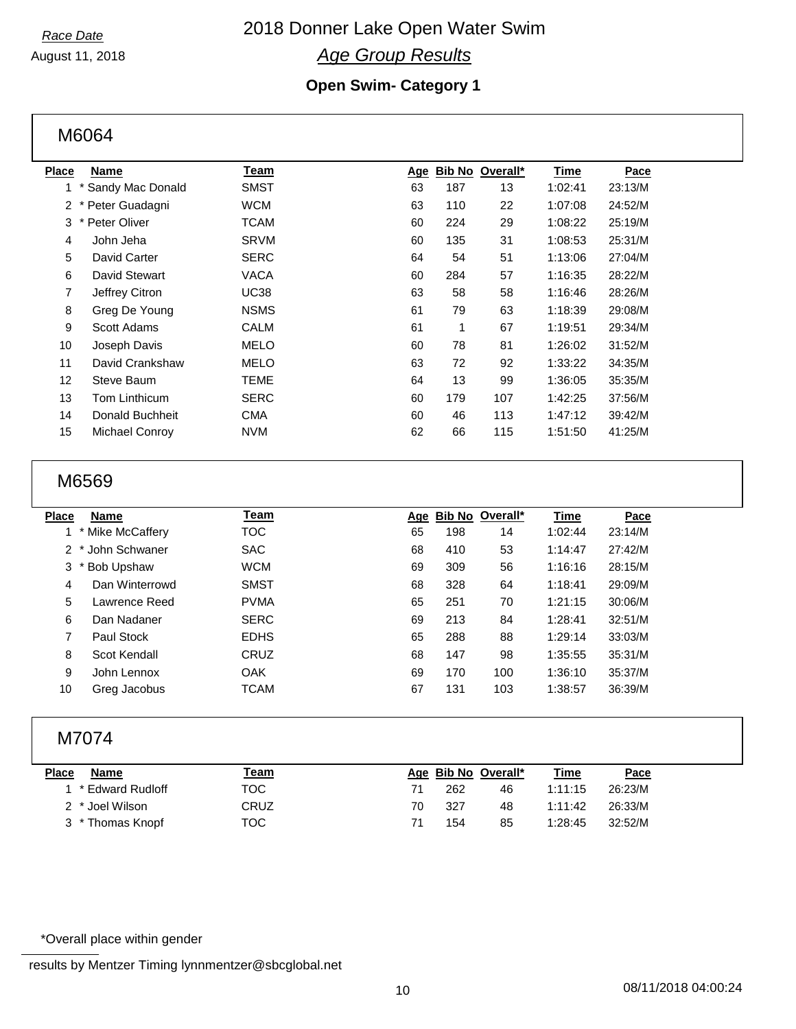Race Date

August 11, 2018

# 2018 Donner Lake Open Water Swim

## *Age Group Results*

### Open Swim- Category 1

## M6064

| Place | Name | Team | Age | Bib No | Overall* | Time | Pace |
|---|---|---|---|---|---|---|---|
| 1 | * Sandy Mac Donald | SMST | 63 | 187 | 13 | 1:02:41 | 23:13/M |
| 2 | * Peter Guadagni | WCM | 63 | 110 | 22 | 1:07:08 | 24:52/M |
| 3 | * Peter Oliver | TCAM | 60 | 224 | 29 | 1:08:22 | 25:19/M |
| 4 | John Jeha | SRVM | 60 | 135 | 31 | 1:08:53 | 25:31/M |
| 5 | David Carter | SERC | 64 | 54 | 51 | 1:13:06 | 27:04/M |
| 6 | David Stewart | VACA | 60 | 284 | 57 | 1:16:35 | 28:22/M |
| 7 | Jeffrey Citron | UC38 | 63 | 58 | 58 | 1:16:46 | 28:26/M |
| 8 | Greg De Young | NSMS | 61 | 79 | 63 | 1:18:39 | 29:08/M |
| 9 | Scott Adams | CALM | 61 | 1 | 67 | 1:19:51 | 29:34/M |
| 10 | Joseph Davis | MELO | 60 | 78 | 81 | 1:26:02 | 31:52/M |
| 11 | David Crankshaw | MELO | 63 | 72 | 92 | 1:33:22 | 34:35/M |
| 12 | Steve Baum | TEME | 64 | 13 | 99 | 1:36:05 | 35:35/M |
| 13 | Tom Linthicum | SERC | 60 | 179 | 107 | 1:42:25 | 37:56/M |
| 14 | Donald Buchheit | CMA | 60 | 46 | 113 | 1:47:12 | 39:42/M |
| 15 | Michael Conroy | NVM | 62 | 66 | 115 | 1:51:50 | 41:25/M |

## M6569

| Place | Name | Team | Age | Bib No | Overall* | Time | Pace |
|---|---|---|---|---|---|---|---|
| 1 | * Mike McCaffery | TOC | 65 | 198 | 14 | 1:02:44 | 23:14/M |
| 2 | * John Schwaner | SAC | 68 | 410 | 53 | 1:14:47 | 27:42/M |
| 3 | * Bob Upshaw | WCM | 69 | 309 | 56 | 1:16:16 | 28:15/M |
| 4 | Dan Winterrowd | SMST | 68 | 328 | 64 | 1:18:41 | 29:09/M |
| 5 | Lawrence Reed | PVMA | 65 | 251 | 70 | 1:21:15 | 30:06/M |
| 6 | Dan Nadaner | SERC | 69 | 213 | 84 | 1:28:41 | 32:51/M |
| 7 | Paul Stock | EDHS | 65 | 288 | 88 | 1:29:14 | 33:03/M |
| 8 | Scot Kendall | CRUZ | 68 | 147 | 98 | 1:35:55 | 35:31/M |
| 9 | John Lennox | OAK | 69 | 170 | 100 | 1:36:10 | 35:37/M |
| 10 | Greg Jacobus | TCAM | 67 | 131 | 103 | 1:38:57 | 36:39/M |

## M7074

| Place | Name | Team | Age | Bib No | Overall* | Time | Pace |
|---|---|---|---|---|---|---|---|
| 1 | * Edward Rudloff | TOC | 71 | 262 | 46 | 1:11:15 | 26:23/M |
| 2 | * Joel Wilson | CRUZ | 70 | 327 | 48 | 1:11:42 | 26:33/M |
| 3 | * Thomas Knopf | TOC | 71 | 154 | 85 | 1:28:45 | 32:52/M |

*Overall place within gender

results by Mentzer Timing lynnmentzer@sbcglobal.net

08/11/2018 04:00:24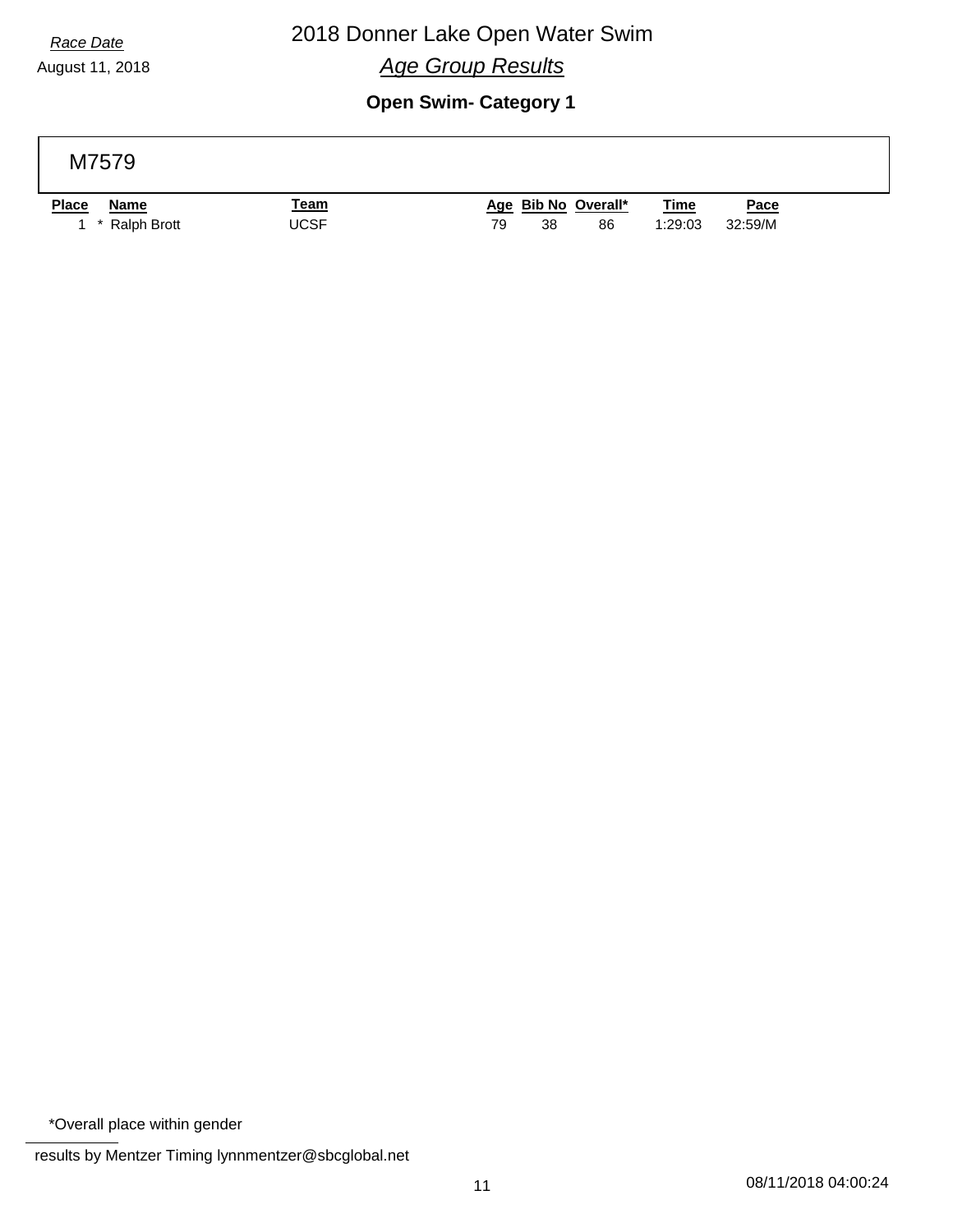*Race Date*

August 11, 2018

# 2018 Donner Lake Open Water Swim

## *Age Group Results*

### Open Swim- Category 1

M7579

| Place | Name | Team | Age | Bib No | Overall* | Time | Pace |
|---|---|---|---|---|---|---|---|
| 1 | * Ralph Brott | UCSF | 79 | 38 | 86 | 1:29:03 | 32:59/M |

*Overall place within gender

results by Mentzer Timing lynnmentzer@sbcglobal.net

08/11/2018 04:00:24